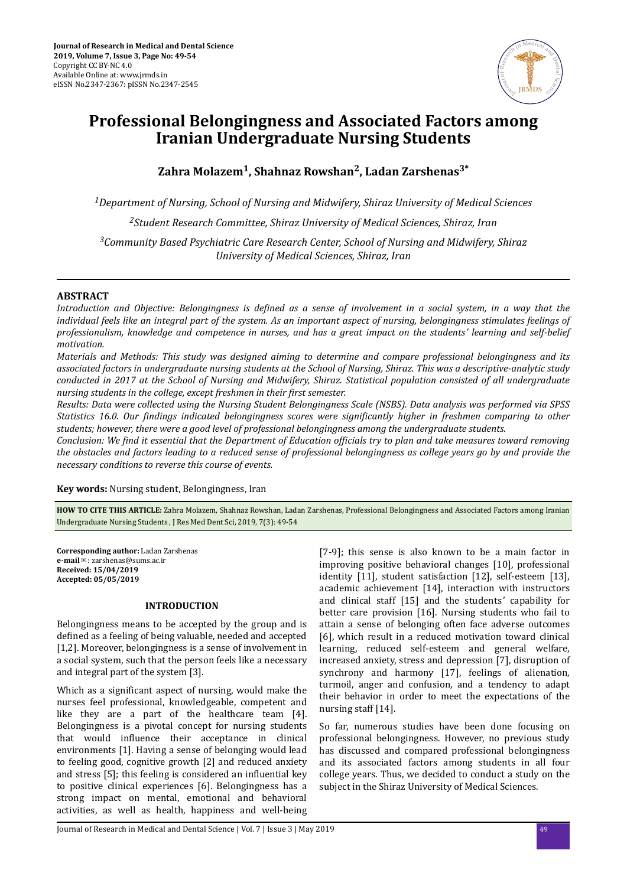**Journal of Research in Medical and Dental Science**
**2019, Volume 7, Issue 3, Page No: 49-54**
Copyright CC BY-NC 4.0
Available Online at: www.jrmds.in
eISSN No.2347-2367: pISSN No.2347-2545

# Professional Belongingness and Associated Factors among Iranian Undergraduate Nursing Students

**Zahra Molazem[1], Shahnaz Rowshan[2], Ladan Zarshenas[3*]**

*[1]Department of Nursing, School of Nursing and Midwifery, Shiraz University of Medical Sciences*

*[2]Student Research Committee, Shiraz University of Medical Sciences, Shiraz, Iran*

*[3]Community Based Psychiatric Care Research Center, School of Nursing and Midwifery, Shiraz University of Medical Sciences, Shiraz, Iran*

## ABSTRACT

*Introduction and Objective: Belongingness is defined as a sense of involvement in a social system, in a way that the individual feels like an integral part of the system. As an important aspect of nursing, belongingness stimulates feelings of professionalism, knowledge and competence in nurses, and has a great impact on the students' learning and self-belief motivation.*

*Materials and Methods: This study was designed aiming to determine and compare professional belongingness and its associated factors in undergraduate nursing students at the School of Nursing, Shiraz. This was a descriptive-analytic study conducted in 2017 at the School of Nursing and Midwifery, Shiraz. Statistical population consisted of all undergraduate nursing students in the college, except freshmen in their first semester.*

*Results: Data were collected using the Nursing Student Belongingness Scale (NSBS). Data analysis was performed via SPSS Statistics 16.0. Our findings indicated belongingness scores were significantly higher in freshmen comparing to other students; however, there were a good level of professional belongingness among the undergraduate students.*

*Conclusion: We find it essential that the Department of Education officials try to plan and take measures toward removing the obstacles and factors leading to a reduced sense of professional belongingness as college years go by and provide the necessary conditions to reverse this course of events.*

**Key words:** Nursing student, Belongingness, Iran

**HOW TO CITE THIS ARTICLE:** Zahra Molazem, Shahnaz Rowshan, Ladan Zarshenas, Professional Belongingness and Associated Factors among Iranian Undergraduate Nursing Students , J Res Med Dent Sci, 2019, 7(3): 49-54

**Corresponding author:** Ladan Zarshenas
**e-mail**✉: zarshenas@sums.ac.ir
**Received: 15/04/2019**
**Accepted: 05/05/2019**

## INTRODUCTION

Belongingness means to be accepted by the group and is defined as a feeling of being valuable, needed and accepted [1,2]. Moreover, belongingness is a sense of involvement in a social system, such that the person feels like a necessary and integral part of the system [3].

Which as a significant aspect of nursing, would make the nurses feel professional, knowledgeable, competent and like they are a part of the healthcare team [4]. Belongingness is a pivotal concept for nursing students that would influence their acceptance in clinical environments [1]. Having a sense of belonging would lead to feeling good, cognitive growth [2] and reduced anxiety and stress [5]; this feeling is considered an influential key to positive clinical experiences [6]. Belongingness has a strong impact on mental, emotional and behavioral activities, as well as health, happiness and well-being [7-9]; this sense is also known to be a main factor in improving positive behavioral changes [10], professional identity [11], student satisfaction [12], self-esteem [13], academic achievement [14], interaction with instructors and clinical staff [15] and the students' capability for better care provision [16]. Nursing students who fail to attain a sense of belonging often face adverse outcomes [6], which result in a reduced motivation toward clinical learning, reduced self-esteem and general welfare, increased anxiety, stress and depression [7], disruption of synchrony and harmony [17], feelings of alienation, turmoil, anger and confusion, and a tendency to adapt their behavior in order to meet the expectations of the nursing staff [14].

So far, numerous studies have been done focusing on professional belongingness. However, no previous study has discussed and compared professional belongingness and its associated factors among students in all four college years. Thus, we decided to conduct a study on the subject in the Shiraz University of Medical Sciences.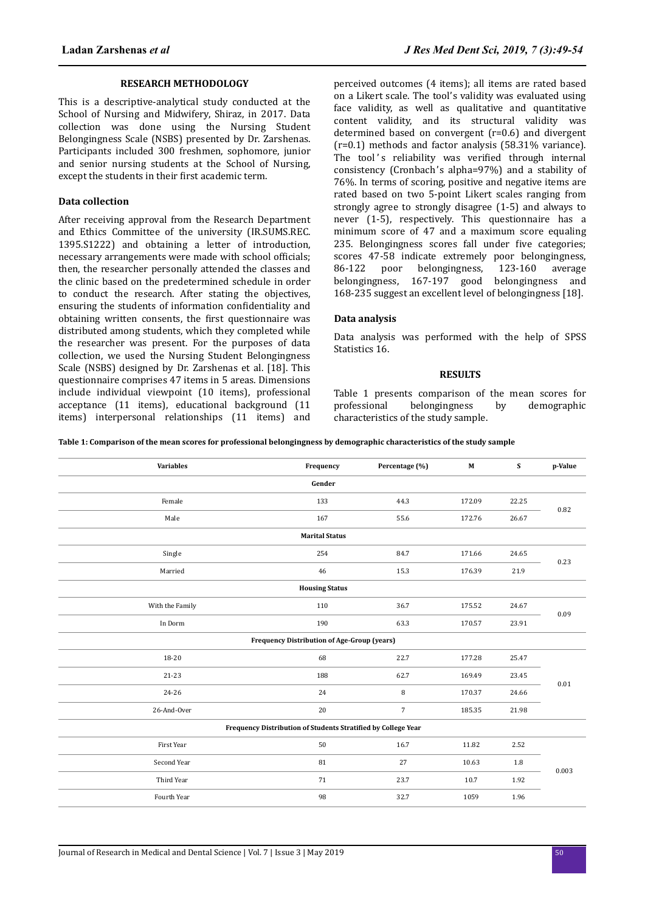## RESEARCH METHODOLOGY

This is a descriptive-analytical study conducted at the School of Nursing and Midwifery, Shiraz, in 2017. Data collection was done using the Nursing Student Belongingness Scale (NSBS) presented by Dr. Zarshenas. Participants included 300 freshmen, sophomore, junior and senior nursing students at the School of Nursing, except the students in their first academic term.

### Data collection

After receiving approval from the Research Department and Ethics Committee of the university (IR.SUMS.REC. 1395.S1222) and obtaining a letter of introduction, necessary arrangements were made with school officials; then, the researcher personally attended the classes and the clinic based on the predetermined schedule in order to conduct the research. After stating the objectives, ensuring the students of information confidentiality and obtaining written consents, the first questionnaire was distributed among students, which they completed while the researcher was present. For the purposes of data collection, we used the Nursing Student Belongingness Scale (NSBS) designed by Dr. Zarshenas et al. [18]. This questionnaire comprises 47 items in 5 areas. Dimensions include individual viewpoint (10 items), professional acceptance (11 items), educational background (11 items) interpersonal relationships (11 items) and perceived outcomes (4 items); all items are rated based on a Likert scale. The tool's validity was evaluated using face validity, as well as qualitative and quantitative content validity, and its structural validity was determined based on convergent (r=0.6) and divergent (r=0.1) methods and factor analysis (58.31% variance). The tool's reliability was verified through internal consistency (Cronbach's alpha=97%) and a stability of 76%. In terms of scoring, positive and negative items are rated based on two 5-point Likert scales ranging from strongly agree to strongly disagree (1-5) and always to never (1-5), respectively. This questionnaire has a minimum score of 47 and a maximum score equaling 235. Belongingness scores fall under five categories; scores 47-58 indicate extremely poor belongingness, 86-122 poor belongingness, 123-160 average belongingness, 167-197 good belongingness and 168-235 suggest an excellent level of belongingness [18].

### Data analysis

Data analysis was performed with the help of SPSS Statistics 16.

## RESULTS

Table 1 presents comparison of the mean scores for professional belongingness by demographic characteristics of the study sample.

**Table 1: Comparison of the mean scores for professional belongingness by demographic characteristics of the study sample**

| Variables | Frequency | Percentage (%) | M | S | p-Value |
|---|---|---|---|---|---|
| **Gender** | | | | | |
| Female | 133 | 44.3 | 172.09 | 22.25 | 0.82 |
| Male | 167 | 55.6 | 172.76 | 26.67 | |
| **Marital Status** | | | | | |
| Single | 254 | 84.7 | 171.66 | 24.65 | 0.23 |
| Married | 46 | 15.3 | 176.39 | 21.9 | |
| **Housing Status** | | | | | |
| With the Family | 110 | 36.7 | 175.52 | 24.67 | 0.09 |
| In Dorm | 190 | 63.3 | 170.57 | 23.91 | |
| **Frequency Distribution of Age-Group (years)** | | | | | |
| 18-20 | 68 | 22.7 | 177.28 | 25.47 | 0.01 |
| 21-23 | 188 | 62.7 | 169.49 | 23.45 | |
| 24-26 | 24 | 8 | 170.37 | 24.66 | |
| 26-And-Over | 20 | 7 | 185.35 | 21.98 | |
| **Frequency Distribution of Students Stratified by College Year** | | | | | |
| First Year | 50 | 16.7 | 11.82 | 2.52 | 0.003 |
| Second Year | 81 | 27 | 10.63 | 1.8 | |
| Third Year | 71 | 23.7 | 10.7 | 1.92 | |
| Fourth Year | 98 | 32.7 | 1059 | 1.96 | |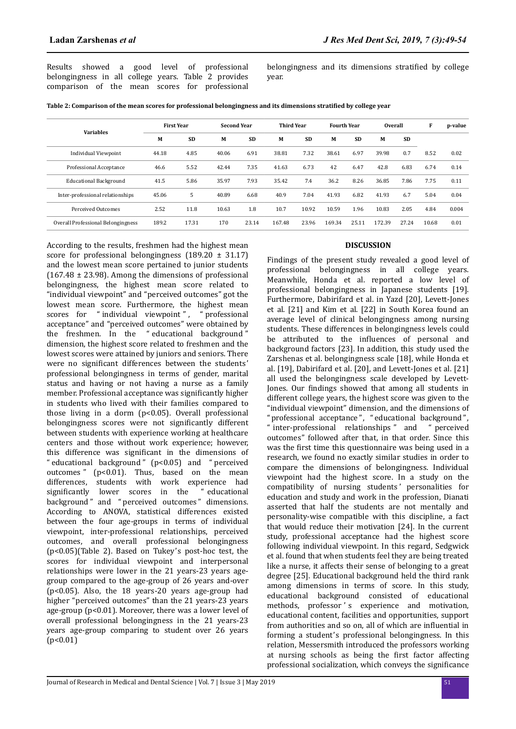Results showed a good level of professional belongingness in all college years. Table 2 provides comparison of the mean scores for professional belongingness and its dimensions stratified by college year.

**Table 2: Comparison of the mean scores for professional belongingness and its dimensions stratified by college year**

| Variables | First Year | | Second Year | | Third Year | | Fourth Year | | Overall | | F | p-value |
|---|---|---|---|---|---|---|---|---|---|---|---|---|
| | M | SD | M | SD | M | SD | M | SD | M | SD | | |
| Individual Viewpoint | 44.18 | 4.85 | 40.06 | 6.91 | 38.81 | 7.32 | 38.61 | 6.97 | 39.98 | 0.7 | 8.52 | 0.02 |
| Professional Acceptance | 46.6 | 5.52 | 42.44 | 7.35 | 41.63 | 6.73 | 42 | 6.47 | 42.8 | 6.83 | 6.74 | 0.14 |
| Educational Background | 41.5 | 5.86 | 35.97 | 7.93 | 35.42 | 7.4 | 36.2 | 8.26 | 36.85 | 7.86 | 7.75 | 0.11 |
| Inter-professional relationships | 45.06 | 5 | 40.89 | 6.68 | 40.9 | 7.04 | 41.93 | 6.82 | 41.93 | 6.7 | 5.04 | 0.04 |
| Perceived Outcomes | 2.52 | 11.8 | 10.63 | 1.8 | 10.7 | 10.92 | 10.59 | 1.96 | 10.83 | 2.05 | 4.84 | 0.004 |
| Overall Professional Belongingness | 189.2 | 17.31 | 170 | 23.14 | 167.48 | 23.96 | 169.34 | 25.11 | 172.39 | 27.24 | 10.68 | 0.01 |

According to the results, freshmen had the highest mean score for professional belongingness (189.20 ± 31.17) and the lowest mean score pertained to junior students (167.48 ± 23.98). Among the dimensions of professional belongingness, the highest mean score related to "individual viewpoint" and "perceived outcomes" got the lowest mean score. Furthermore, the highest mean scores for "individual viewpoint", "professional acceptance" and "perceived outcomes" were obtained by the freshmen. In the "educational background" dimension, the highest score related to freshmen and the lowest scores were attained by juniors and seniors. There were no significant differences between the students' professional belongingness in terms of gender, marital status and having or not having a nurse as a family member. Professional acceptance was significantly higher in students who lived with their families compared to those living in a dorm ($p<0.05$). Overall professional belongingness scores were not significantly different between students with experience working at healthcare centers and those without work experience; however, this difference was significant in the dimensions of "educational background" ($p<0.05$) and "perceived outcomes" ($p<0.01$). Thus, based on the mean differences, students with work experience had significantly lower scores in the "educational background" and "perceived outcomes" dimensions. According to ANOVA, statistical differences existed between the four age-groups in terms of individual viewpoint, inter-professional relationships, perceived outcomes, and overall professional belongingness ($p<0.05$)(Table 2). Based on Tukey's post-hoc test, the scores for individual viewpoint and interpersonal relationships were lower in the 21 years-23 years age-group compared to the age-group of 26 years and-over ($p<0.05$). Also, the 18 years-20 years age-group had higher "perceived outcomes" than the 21 years-23 years age-group ($p<0.01$). Moreover, there was a lower level of overall professional belongingness in the 21 years-23 years age-group comparing to student over 26 years ($p<0.01$)

## DISCUSSION

Findings of the present study revealed a good level of professional belongingness in all college years. Meanwhile, Honda et al. reported a low level of professional belongingness in Japanese students [19]. Furthermore, Dabirifard et al. in Yazd [20], Levett-Jones et al. [21] and Kim et al. [22] in South Korea found an average level of clinical belongingness among nursing students. These differences in belongingness levels could be attributed to the influences of personal and background factors [23]. In addition, this study used the Zarshenas et al. belongingness scale [18], while Honda et al. [19], Dabirifard et al. [20], and Levett-Jones et al. [21] all used the belongingness scale developed by Levett-Jones. Our findings showed that among all students in different college years, the highest score was given to the "individual viewpoint" dimension, and the dimensions of "professional acceptance", "educational background", "inter-professional relationships" and "perceived outcomes" followed after that, in that order. Since this was the first time this questionnaire was being used in a research, we found no exactly similar studies in order to compare the dimensions of belongingness. Individual viewpoint had the highest score. In a study on the compatibility of nursing students' personalities for education and study and work in the profession, Dianati asserted that half the students are not mentally and personality-wise compatible with this discipline, a fact that would reduce their motivation [24]. In the current study, professional acceptance had the highest score following individual viewpoint. In this regard, Sedgwick et al. found that when students feel they are being treated like a nurse, it affects their sense of belonging to a great degree [25]. Educational background held the third rank among dimensions in terms of score. In this study, educational background consisted of educational methods, professor's experience and motivation, educational content, facilities and opportunities, support from authorities and so on, all of which are influential in forming a student's professional belongingness. In this relation, Messersmith introduced the professors working at nursing schools as being the first factor affecting professional socialization, which conveys the significance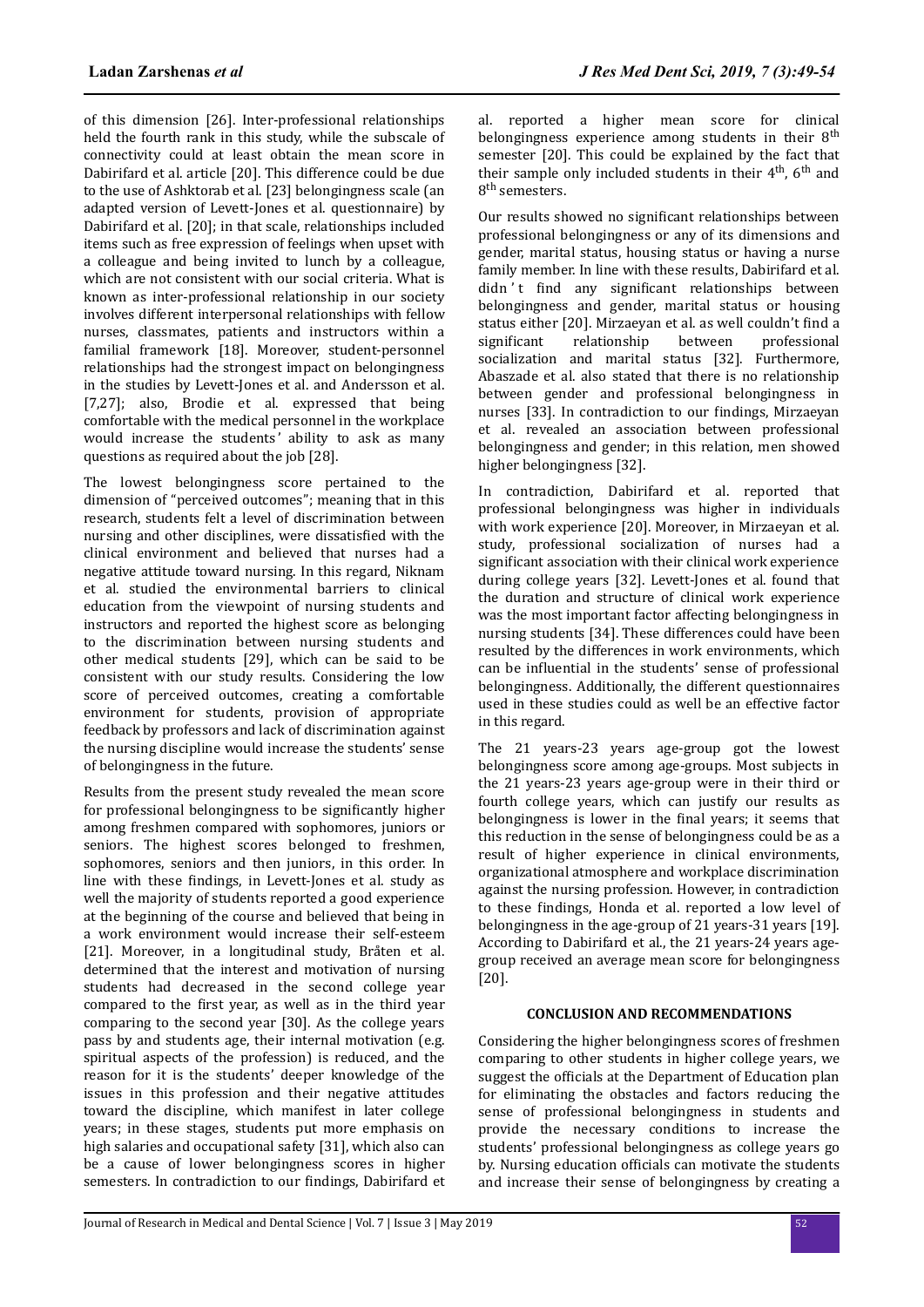of this dimension [26]. Inter-professional relationships held the fourth rank in this study, while the subscale of connectivity could at least obtain the mean score in Dabirifard et al. article [20]. This difference could be due to the use of Ashktorab et al. [23] belongingness scale (an adapted version of Levett-Jones et al. questionnaire) by Dabirifard et al. [20]; in that scale, relationships included items such as free expression of feelings when upset with a colleague and being invited to lunch by a colleague, which are not consistent with our social criteria. What is known as inter-professional relationship in our society involves different interpersonal relationships with fellow nurses, classmates, patients and instructors within a familial framework [18]. Moreover, student-personnel relationships had the strongest impact on belongingness in the studies by Levett-Jones et al. and Andersson et al. [7,27]; also, Brodie et al. expressed that being comfortable with the medical personnel in the workplace would increase the students' ability to ask as many questions as required about the job [28].

The lowest belongingness score pertained to the dimension of "perceived outcomes"; meaning that in this research, students felt a level of discrimination between nursing and other disciplines, were dissatisfied with the clinical environment and believed that nurses had a negative attitude toward nursing. In this regard, Niknam et al. studied the environmental barriers to clinical education from the viewpoint of nursing students and instructors and reported the highest score as belonging to the discrimination between nursing students and other medical students [29], which can be said to be consistent with our study results. Considering the low score of perceived outcomes, creating a comfortable environment for students, provision of appropriate feedback by professors and lack of discrimination against the nursing discipline would increase the students' sense of belongingness in the future.

Results from the present study revealed the mean score for professional belongingness to be significantly higher among freshmen compared with sophomores, juniors or seniors. The highest scores belonged to freshmen, sophomores, seniors and then juniors, in this order. In line with these findings, in Levett-Jones et al. study as well the majority of students reported a good experience at the beginning of the course and believed that being in a work environment would increase their self-esteem [21]. Moreover, in a longitudinal study, Bråten et al. determined that the interest and motivation of nursing students had decreased in the second college year compared to the first year, as well as in the third year comparing to the second year [30]. As the college years pass by and students age, their internal motivation (e.g. spiritual aspects of the profession) is reduced, and the reason for it is the students' deeper knowledge of the issues in this profession and their negative attitudes toward the discipline, which manifest in later college years; in these stages, students put more emphasis on high salaries and occupational safety [31], which also can be a cause of lower belongingness scores in higher semesters. In contradiction to our findings, Dabirifard et al. reported a higher mean score for clinical belongingness experience among students in their 8th semester [20]. This could be explained by the fact that their sample only included students in their 4th, 6th and 8th semesters.

Our results showed no significant relationships between professional belongingness or any of its dimensions and gender, marital status, housing status or having a nurse family member. In line with these results, Dabirifard et al. didn't find any significant relationships between belongingness and gender, marital status or housing status either [20]. Mirzaeyan et al. as well couldn't find a significant relationship between professional socialization and marital status [32]. Furthermore, Abaszade et al. also stated that there is no relationship between gender and professional belongingness in nurses [33]. In contradiction to our findings, Mirzaeyan et al. revealed an association between professional belongingness and gender; in this relation, men showed higher belongingness [32].

In contradiction, Dabirifard et al. reported that professional belongingness was higher in individuals with work experience [20]. Moreover, in Mirzaeyan et al. study, professional socialization of nurses had a significant association with their clinical work experience during college years [32]. Levett-Jones et al. found that the duration and structure of clinical work experience was the most important factor affecting belongingness in nursing students [34]. These differences could have been resulted by the differences in work environments, which can be influential in the students' sense of professional belongingness. Additionally, the different questionnaires used in these studies could as well be an effective factor in this regard.

The 21 years-23 years age-group got the lowest belongingness score among age-groups. Most subjects in the 21 years-23 years age-group were in their third or fourth college years, which can justify our results as belongingness is lower in the final years; it seems that this reduction in the sense of belongingness could be as a result of higher experience in clinical environments, organizational atmosphere and workplace discrimination against the nursing profession. However, in contradiction to these findings, Honda et al. reported a low level of belongingness in the age-group of 21 years-31 years [19]. According to Dabirifard et al., the 21 years-24 years age-group received an average mean score for belongingness [20].

## CONCLUSION AND RECOMMENDATIONS

Considering the higher belongingness scores of freshmen comparing to other students in higher college years, we suggest the officials at the Department of Education plan for eliminating the obstacles and factors reducing the sense of professional belongingness in students and provide the necessary conditions to increase the students' professional belongingness as college years go by. Nursing education officials can motivate the students and increase their sense of belongingness by creating a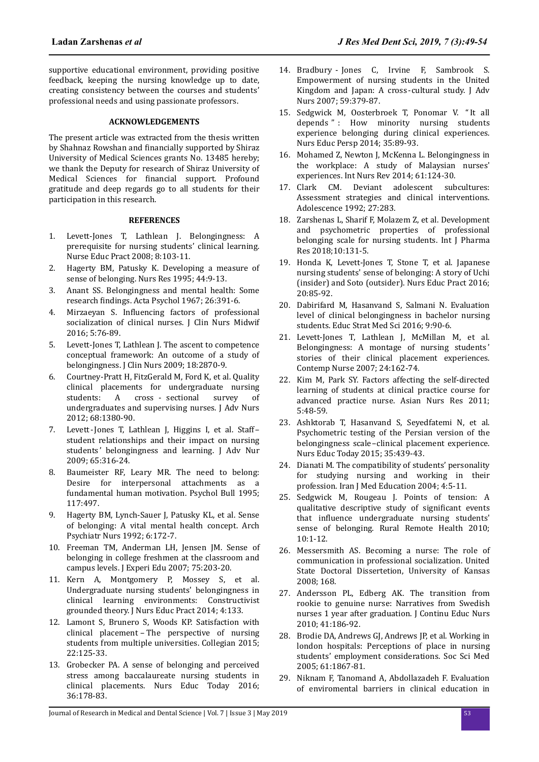supportive educational environment, providing positive feedback, keeping the nursing knowledge up to date, creating consistency between the courses and students' professional needs and using passionate professors.

#### ACKNOWLEDGEMENTS

The present article was extracted from the thesis written by Shahnaz Rowshan and financially supported by Shiraz University of Medical Sciences grants No. 13485 hereby; we thank the Deputy for research of Shiraz University of Medical Sciences for financial support. Profound gratitude and deep regards go to all students for their participation in this research.

#### REFERENCES

1. Levett-Jones T, Lathlean J. Belongingness: A prerequisite for nursing students' clinical learning. Nurse Educ Pract 2008; 8:103-11.
2. Hagerty BM, Patusky K. Developing a measure of sense of belonging. Nurs Res 1995; 44:9-13.
3. Anant SS. Belongingness and mental health: Some research findings. Acta Psychol 1967; 26:391-6.
4. Mirzaeyan S. Influencing factors of professional socialization of clinical nurses. J Clin Nurs Midwif 2016; 5:76-89.
5. Levett-Jones T, Lathlean J. The ascent to competence conceptual framework: An outcome of a study of belongingness. J Clin Nurs 2009; 18:2870-9.
6. Courtney-Pratt H, FitzGerald M, Ford K, et al. Quality clinical placements for undergraduate nursing students: A cross - sectional survey of undergraduates and supervising nurses. J Adv Nurs 2012; 68:1380-90.
7. Levett-Jones T, Lathlean J, Higgins I, et al. Staff–student relationships and their impact on nursing students' belongingness and learning. J Adv Nur 2009; 65:316-24.
8. Baumeister RF, Leary MR. The need to belong: Desire for interpersonal attachments as a fundamental human motivation. Psychol Bull 1995; 117:497.
9. Hagerty BM, Lynch-Sauer J, Patusky KL, et al. Sense of belonging: A vital mental health concept. Arch Psychiatr Nurs 1992; 6:172-7.
10. Freeman TM, Anderman LH, Jensen JM. Sense of belonging in college freshmen at the classroom and campus levels. J Experi Edu 2007; 75:203-20.
11. Kern A, Montgomery P, Mossey S, et al. Undergraduate nursing students' belongingness in clinical learning environments: Constructivist grounded theory. J Nurs Educ Pract 2014; 4:133.
12. Lamont S, Brunero S, Woods KP. Satisfaction with clinical placement – The perspective of nursing students from multiple universities. Collegian 2015; 22:125-33.
13. Grobecker PA. A sense of belonging and perceived stress among baccalaureate nursing students in clinical placements. Nurs Educ Today 2016; 36:178-83.
14. Bradbury - Jones C, Irvine F, Sambrook S. Empowerment of nursing students in the United Kingdom and Japan: A cross-cultural study. J Adv Nurs 2007; 59:379-87.
15. Sedgwick M, Oosterbroek T, Ponomar V. "It all depends": How minority nursing students experience belonging during clinical experiences. Nurs Educ Persp 2014; 35:89-93.
16. Mohamed Z, Newton J, McKenna L. Belongingness in the workplace: A study of Malaysian nurses' experiences. Int Nurs Rev 2014; 61:124-30.
17. Clark CM. Deviant adolescent subcultures: Assessment strategies and clinical interventions. Adolescence 1992; 27:283.
18. Zarshenas L, Sharif F, Molazem Z, et al. Development and psychometric properties of professional belonging scale for nursing students. Int J Pharma Res 2018;10:131-5.
19. Honda K, Levett-Jones T, Stone T, et al. Japanese nursing students' sense of belonging: A story of Uchi (insider) and Soto (outsider). Nurs Educ Pract 2016; 20:85-92.
20. Dabirifard M, Hasanvand S, Salmani N. Evaluation level of clinical belongingness in bachelor nursing students. Educ Strat Med Sci 2016; 9:90-6.
21. Levett-Jones T, Lathlean J, McMillan M, et al. Belongingness: A montage of nursing students' stories of their clinical placement experiences. Contemp Nurse 2007; 24:162-74.
22. Kim M, Park SY. Factors affecting the self-directed learning of students at clinical practice course for advanced practice nurse. Asian Nurs Res 2011; 5:48-59.
23. Ashktorab T, Hasanvand S, Seyedfatemi N, et al. Psychometric testing of the Persian version of the belongingness scale–clinical placement experience. Nurs Educ Today 2015; 35:439-43.
24. Dianati M. The compatibility of students' personality for studying nursing and working in their profession. Iran J Med Education 2004; 4:5-11.
25. Sedgwick M, Rougeau J. Points of tension: A qualitative descriptive study of significant events that influence undergraduate nursing students' sense of belonging. Rural Remote Health 2010; 10:1-12.
26. Messersmith AS. Becoming a nurse: The role of communication in professional socialization. United State Doctoral Dissertetion, University of Kansas 2008; 168.
27. Andersson PL, Edberg AK. The transition from rookie to genuine nurse: Narratives from Swedish nurses 1 year after graduation. J Continu Educ Nurs 2010; 41:186-92.
28. Brodie DA, Andrews GJ, Andrews JP, et al. Working in london hospitals: Perceptions of place in nursing students' employment considerations. Soc Sci Med 2005; 61:1867-81.
29. Niknam F, Tanomand A, Abdollazadeh F. Evaluation of enviromental barriers in clinical education in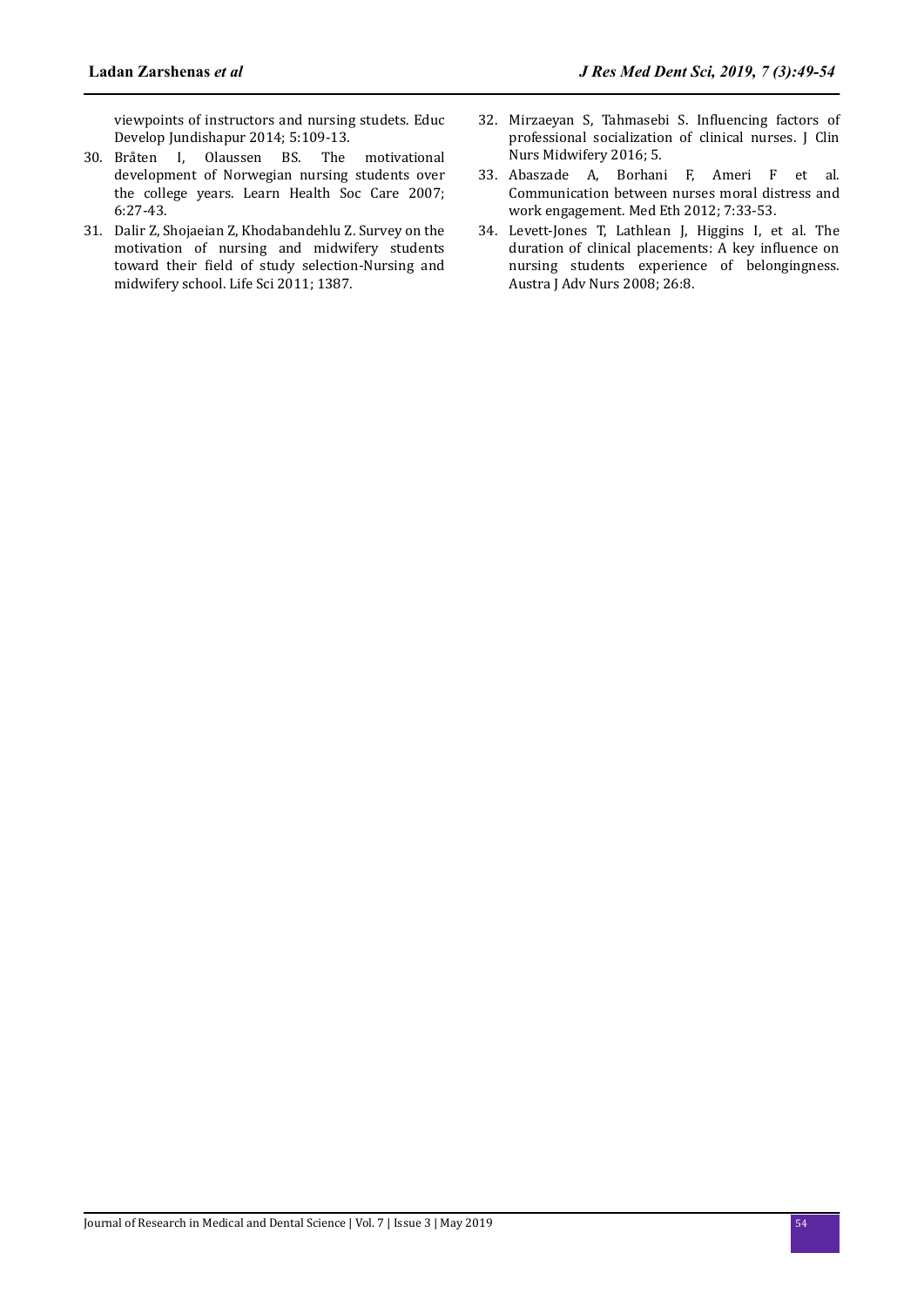viewpoints of instructors and nursing studets. Educ Develop Jundishapur 2014; 5:109-13.

30. Bråten I, Olaussen BS. The motivational development of Norwegian nursing students over the college years. Learn Health Soc Care 2007; 6:27-43.
31. Dalir Z, Shojaeian Z, Khodabandehlu Z. Survey on the motivation of nursing and midwifery students toward their field of study selection-Nursing and midwifery school. Life Sci 2011; 1387.
32. Mirzaeyan S, Tahmasebi S. Influencing factors of professional socialization of clinical nurses. J Clin Nurs Midwifery 2016; 5.
33. Abaszade A, Borhani F, Ameri F et al. Communication between nurses moral distress and work engagement. Med Eth 2012; 7:33-53.
34. Levett-Jones T, Lathlean J, Higgins I, et al. The duration of clinical placements: A key influence on nursing students experience of belongingness. Austra J Adv Nurs 2008; 26:8.